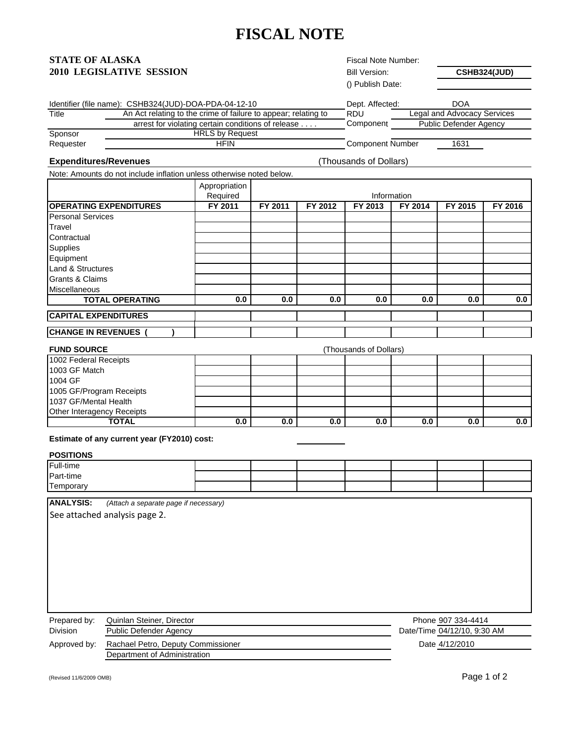# FISCAL NOTE

**STATE OF ALASKA**
**2010 LEGISLATIVE SESSION**

Fiscal Note Number:
Bill Version: **CSHB324(JUD)**
() Publish Date:

Identifier (file name): CSHB324(JUD)-DOA-PDA-04-12-10

| | |
|---|---|
| Title | An Act relating to the crime of failure to appear; relating to arrest for violating certain conditions of release . . . . |
| Sponsor | HRLS by Request |
| Requester | HFIN |

| | |
|---|---|
| Dept. Affected: | DOA |
| RDU | Legal and Advocacy Services |
| Component | Public Defender Agency |
| Component Number | 1631 |

**Expenditures/Revenues** (Thousands of Dollars)

Note: Amounts do not include inflation unless otherwise noted below.

| | Appropriation Required | Information | | | | | |
|---|---|---|---|---|---|---|---|
| **OPERATING EXPENDITURES** | **FY 2011** | **FY 2011** | **FY 2012** | **FY 2013** | **FY 2014** | **FY 2015** | **FY 2016** |
| Personal Services | | | | | | | |
| Travel | | | | | | | |
| Contractual | | | | | | | |
| Supplies | | | | | | | |
| Equipment | | | | | | | |
| Land & Structures | | | | | | | |
| Grants & Claims | | | | | | | |
| Miscellaneous | | | | | | | |
| **TOTAL OPERATING** | **0.0** | **0.0** | **0.0** | **0.0** | **0.0** | **0.0** | **0.0** |
| **CAPITAL EXPENDITURES** | | | | | | | |
| **CHANGE IN REVENUES ( )** | | | | | | | |

**FUND SOURCE** (Thousands of Dollars)

| | | | | | | | |
|---|---|---|---|---|---|---|---|
| 1002 Federal Receipts | | | | | | | |
| 1003 GF Match | | | | | | | |
| 1004 GF | | | | | | | |
| 1005 GF/Program Receipts | | | | | | | |
| 1037 GF/Mental Health | | | | | | | |
| Other Interagency Receipts | | | | | | | |
| **TOTAL** | **0.0** | **0.0** | **0.0** | **0.0** | **0.0** | **0.0** | **0.0** |

**Estimate of any current year (FY2010) cost:**

**POSITIONS**

| | | | | | | | |
|---|---|---|---|---|---|---|---|
| Full-time | | | | | | | |
| Part-time | | | | | | | |
| Temporary | | | | | | | |

**ANALYSIS:** *(Attach a separate page if necessary)*

See attached analysis page 2.

| | | | |
|---|---|---|---|
| Prepared by: | Quinlan Steiner, Director | Phone | 907 334-4414 |
| Division | Public Defender Agency | Date/Time | 04/12/10, 9:30 AM |
| Approved by: | Rachael Petro, Deputy Commissioner | Date | 4/12/2010 |
| | Department of Administration | | |

(Revised 11/6/2009 OMB)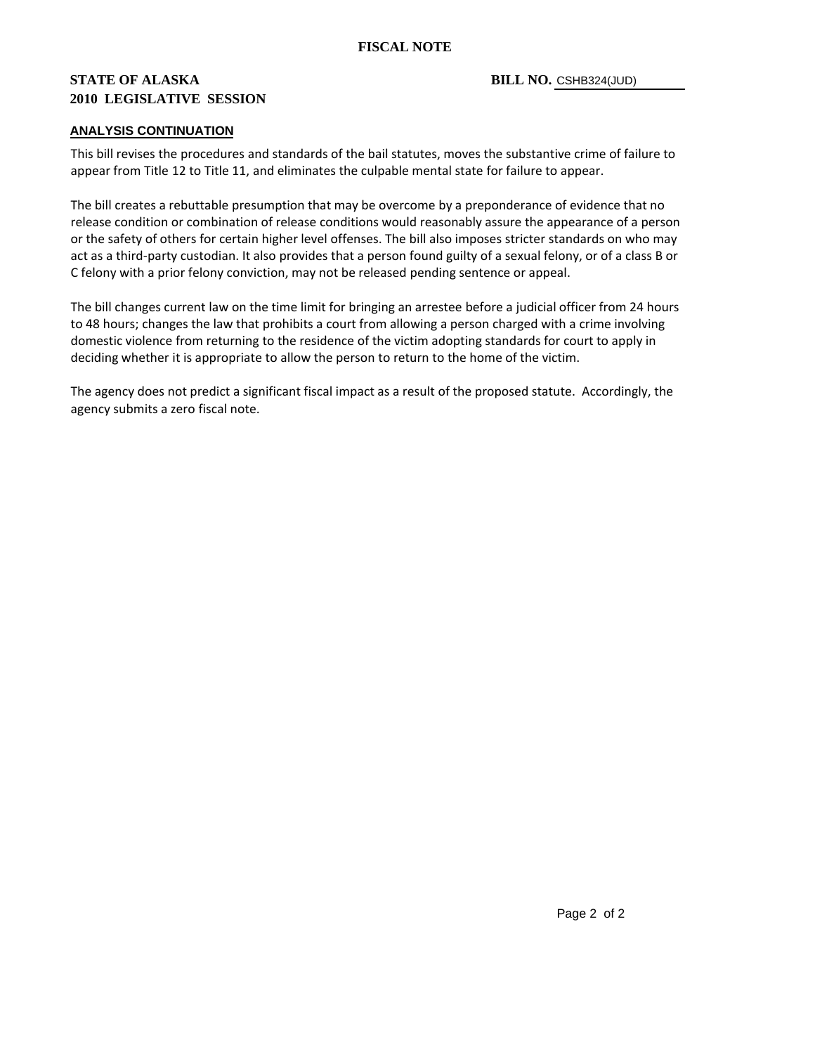**FISCAL NOTE**

**STATE OF ALASKA**
**2010 LEGISLATIVE SESSION**

**BILL NO.** CSHB324(JUD)

**ANALYSIS CONTINUATION**

This bill revises the procedures and standards of the bail statutes, moves the substantive crime of failure to appear from Title 12 to Title 11, and eliminates the culpable mental state for failure to appear.

The bill creates a rebuttable presumption that may be overcome by a preponderance of evidence that no release condition or combination of release conditions would reasonably assure the appearance of a person or the safety of others for certain higher level offenses. The bill also imposes stricter standards on who may act as a third-party custodian. It also provides that a person found guilty of a sexual felony, or of a class B or C felony with a prior felony conviction, may not be released pending sentence or appeal.

The bill changes current law on the time limit for bringing an arrestee before a judicial officer from 24 hours to 48 hours; changes the law that prohibits a court from allowing a person charged with a crime involving domestic violence from returning to the residence of the victim adopting standards for court to apply in deciding whether it is appropriate to allow the person to return to the home of the victim.

The agency does not predict a significant fiscal impact as a result of the proposed statute. Accordingly, the agency submits a zero fiscal note.